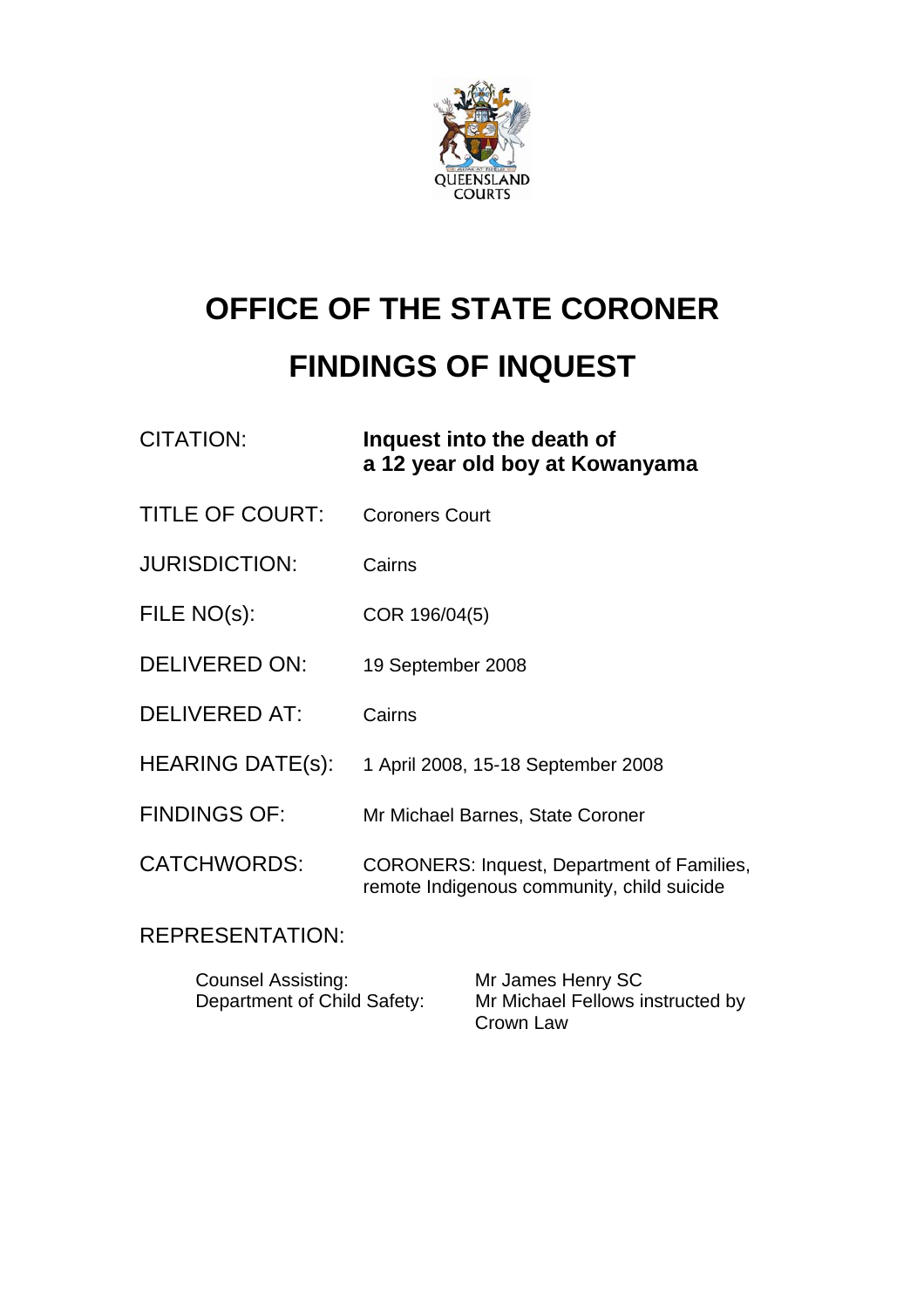QUEENSLAND COURTS

# OFFICE OF THE STATE CORONER

# FINDINGS OF INQUEST

| | |
|---|---|
| CITATION: | **Inquest into the death of a 12 year old boy at Kowanyama** |
| TITLE OF COURT: | Coroners Court |
| JURISDICTION: | Cairns |
| FILE NO(s): | COR 196/04(5) |
| DELIVERED ON: | 19 September 2008 |
| DELIVERED AT: | Cairns |
| HEARING DATE(s): | 1 April 2008, 15-18 September 2008 |
| FINDINGS OF: | Mr Michael Barnes, State Coroner |
| CATCHWORDS: | CORONERS: Inquest, Department of Families, remote Indigenous community, child suicide |

REPRESENTATION:

| | |
|---|---|
| Counsel Assisting: | Mr James Henry SC |
| Department of Child Safety: | Mr Michael Fellows instructed by Crown Law |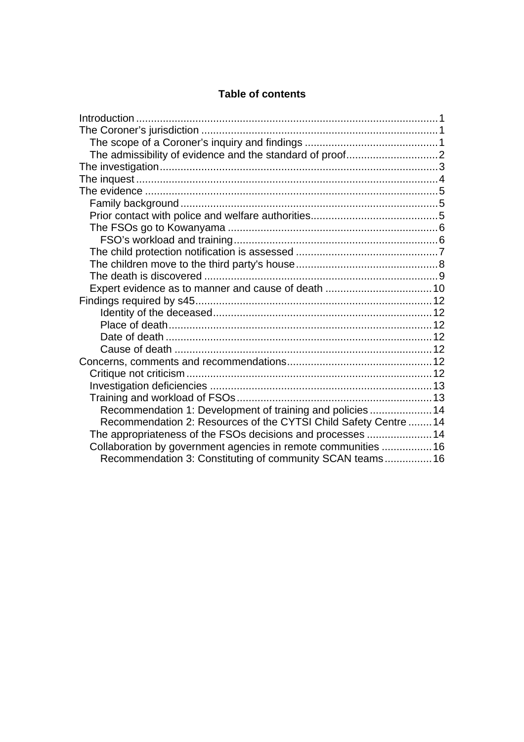**Table of contents**

Introduction ..................................................................................................1
The Coroner's jurisdiction ..............................................................................1
  The scope of a Coroner's inquiry and findings ...........................................1
  The admissibility of evidence and the standard of proof..............................2
The investigation...........................................................................................3
The inquest ...................................................................................................4
The evidence .................................................................................................5
  Family background .....................................................................................5
  Prior contact with police and welfare authorities..........................................5
  The FSOs go to Kowanyama ......................................................................6
    FSO's workload and training....................................................................6
  The child protection notification is assessed ...............................................7
  The children move to the third party's house...............................................8
  The death is discovered .............................................................................9
  Expert evidence as to manner and cause of death ....................................10
Findings required by s45...............................................................................12
    Identity of the deceased.........................................................................12
    Place of death........................................................................................12
    Date of death .........................................................................................12
    Cause of death ......................................................................................12
Concerns, comments and recommendations................................................12
  Critique not criticism .................................................................................12
  Investigation deficiencies ..........................................................................13
  Training and workload of FSOs.................................................................13
    Recommendation 1: Development of training and policies ......................14
    Recommendation 2: Resources of the CYTSI Child Safety Centre ..........14
  The appropriateness of the FSOs decisions and processes .......................14
  Collaboration by government agencies in remote communities .................16
    Recommendation 3: Constituting of community SCAN teams.................16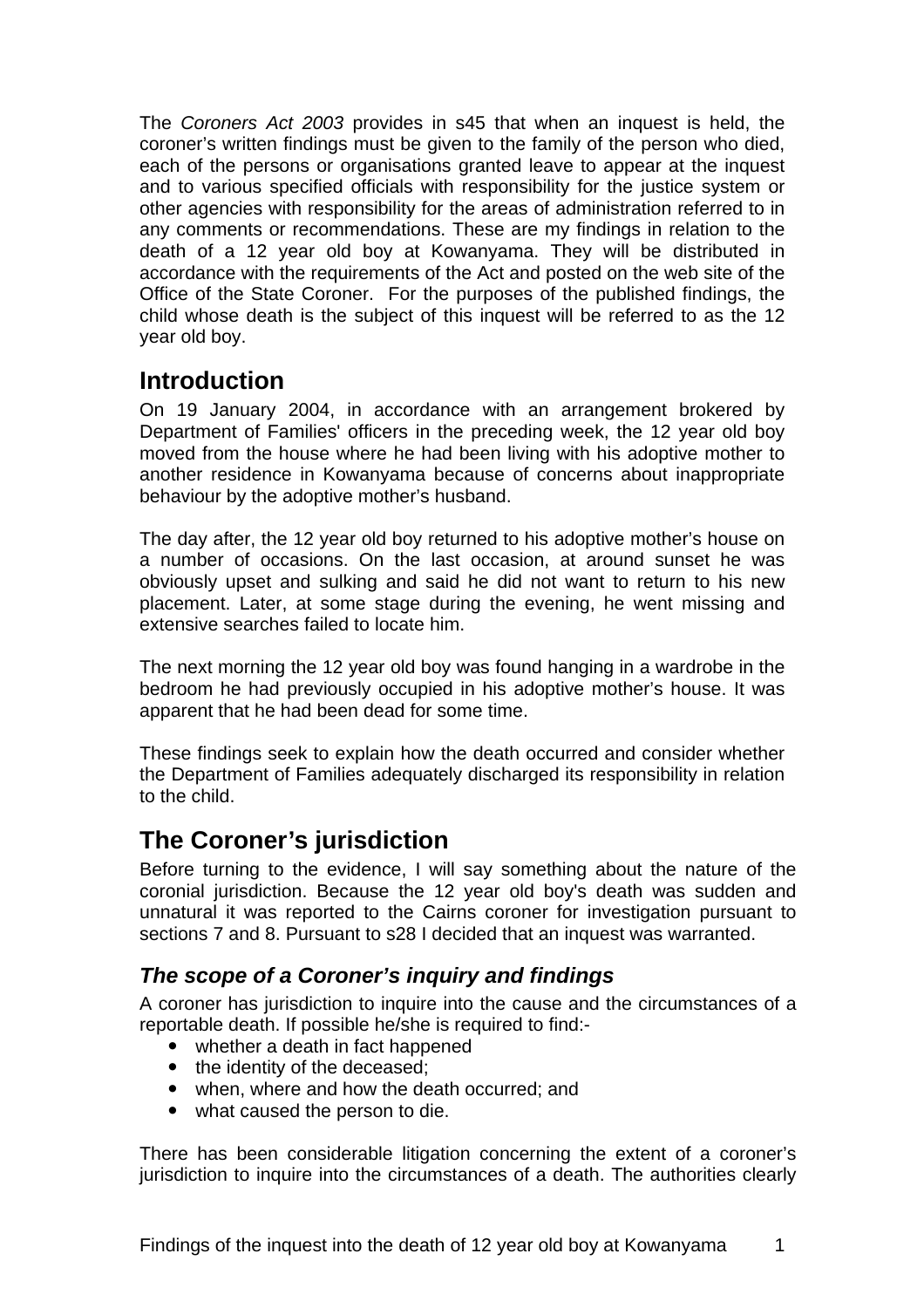The *Coroners Act 2003* provides in s45 that when an inquest is held, the coroner's written findings must be given to the family of the person who died, each of the persons or organisations granted leave to appear at the inquest and to various specified officials with responsibility for the justice system or other agencies with responsibility for the areas of administration referred to in any comments or recommendations. These are my findings in relation to the death of a 12 year old boy at Kowanyama. They will be distributed in accordance with the requirements of the Act and posted on the web site of the Office of the State Coroner. For the purposes of the published findings, the child whose death is the subject of this inquest will be referred to as the 12 year old boy.

## Introduction

On 19 January 2004, in accordance with an arrangement brokered by Department of Families' officers in the preceding week, the 12 year old boy moved from the house where he had been living with his adoptive mother to another residence in Kowanyama because of concerns about inappropriate behaviour by the adoptive mother's husband.

The day after, the 12 year old boy returned to his adoptive mother's house on a number of occasions. On the last occasion, at around sunset he was obviously upset and sulking and said he did not want to return to his new placement. Later, at some stage during the evening, he went missing and extensive searches failed to locate him.

The next morning the 12 year old boy was found hanging in a wardrobe in the bedroom he had previously occupied in his adoptive mother's house. It was apparent that he had been dead for some time.

These findings seek to explain how the death occurred and consider whether the Department of Families adequately discharged its responsibility in relation to the child.

## The Coroner's jurisdiction

Before turning to the evidence, I will say something about the nature of the coronial jurisdiction. Because the 12 year old boy's death was sudden and unnatural it was reported to the Cairns coroner for investigation pursuant to sections 7 and 8. Pursuant to s28 I decided that an inquest was warranted.

### *The scope of a Coroner's inquiry and findings*

A coroner has jurisdiction to inquire into the cause and the circumstances of a reportable death. If possible he/she is required to find:-

- whether a death in fact happened
- the identity of the deceased;
- when, where and how the death occurred; and
- what caused the person to die.

There has been considerable litigation concerning the extent of a coroner's jurisdiction to inquire into the circumstances of a death. The authorities clearly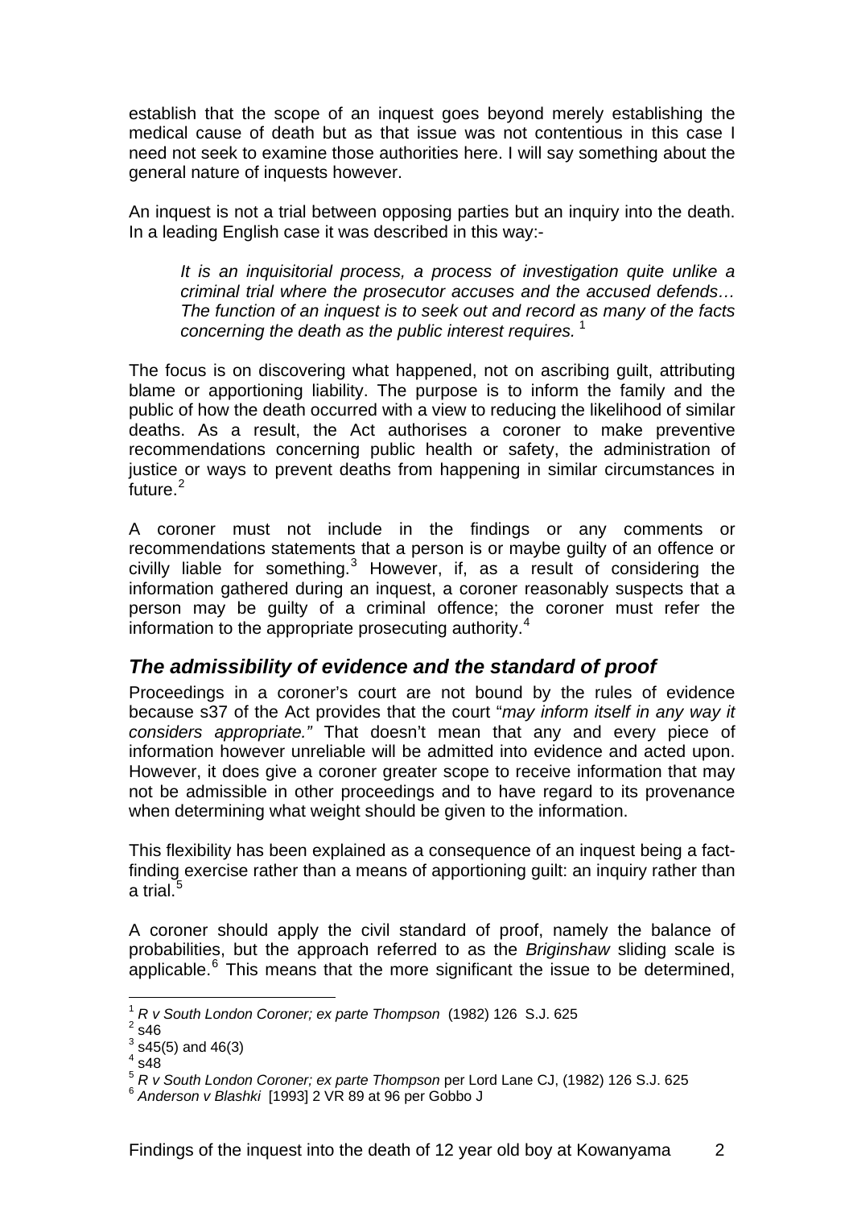establish that the scope of an inquest goes beyond merely establishing the medical cause of death but as that issue was not contentious in this case I need not seek to examine those authorities here. I will say something about the general nature of inquests however.

An inquest is not a trial between opposing parties but an inquiry into the death. In a leading English case it was described in this way:-

> *It is an inquisitorial process, a process of investigation quite unlike a criminal trial where the prosecutor accuses and the accused defends… The function of an inquest is to seek out and record as many of the facts concerning the death as the public interest requires.* [1]

The focus is on discovering what happened, not on ascribing guilt, attributing blame or apportioning liability. The purpose is to inform the family and the public of how the death occurred with a view to reducing the likelihood of similar deaths. As a result, the Act authorises a coroner to make preventive recommendations concerning public health or safety, the administration of justice or ways to prevent deaths from happening in similar circumstances in future.[2]

A coroner must not include in the findings or any comments or recommendations statements that a person is or maybe guilty of an offence or civilly liable for something.[3] However, if, as a result of considering the information gathered during an inquest, a coroner reasonably suspects that a person may be guilty of a criminal offence; the coroner must refer the information to the appropriate prosecuting authority.[4]

## *The admissibility of evidence and the standard of proof*

Proceedings in a coroner's court are not bound by the rules of evidence because s37 of the Act provides that the court "*may inform itself in any way it considers appropriate."* That doesn't mean that any and every piece of information however unreliable will be admitted into evidence and acted upon. However, it does give a coroner greater scope to receive information that may not be admissible in other proceedings and to have regard to its provenance when determining what weight should be given to the information.

This flexibility has been explained as a consequence of an inquest being a fact-finding exercise rather than a means of apportioning guilt: an inquiry rather than a trial.[5]

A coroner should apply the civil standard of proof, namely the balance of probabilities, but the approach referred to as the *Briginshaw* sliding scale is applicable.[6] This means that the more significant the issue to be determined,

---

[1] *R v South London Coroner; ex parte Thompson* (1982) 126 S.J. 625
[2] s46
[3] s45(5) and 46(3)
[4] s48
[5] *R v South London Coroner; ex parte Thompson* per Lord Lane CJ, (1982) 126 S.J. 625
[6] *Anderson v Blashki* [1993] 2 VR 89 at 96 per Gobbo J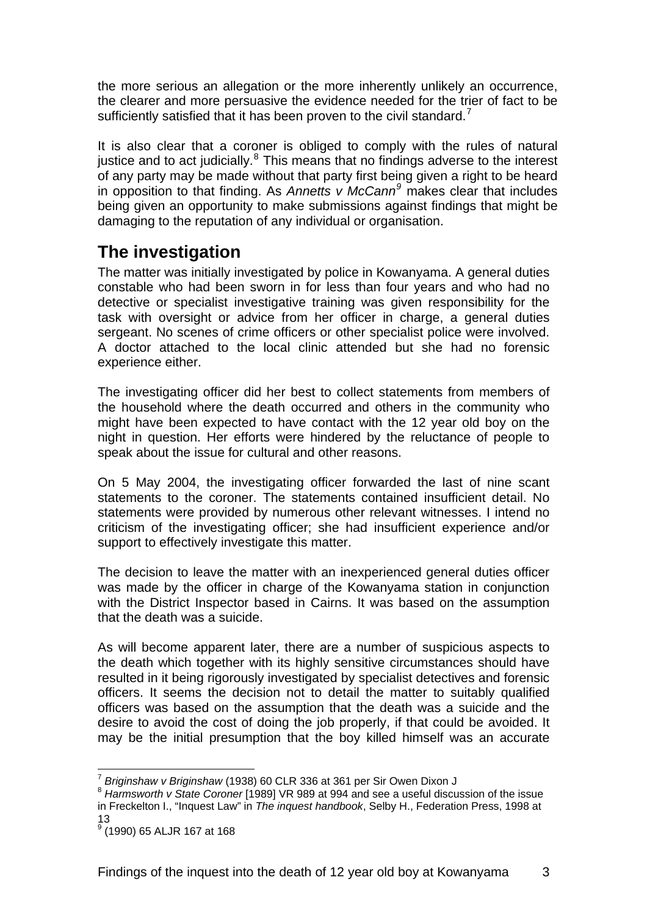the more serious an allegation or the more inherently unlikely an occurrence, the clearer and more persuasive the evidence needed for the trier of fact to be sufficiently satisfied that it has been proven to the civil standard.[7]

It is also clear that a coroner is obliged to comply with the rules of natural justice and to act judicially.[8] This means that no findings adverse to the interest of any party may be made without that party first being given a right to be heard in opposition to that finding. As *Annetts v McCann*[9] makes clear that includes being given an opportunity to make submissions against findings that might be damaging to the reputation of any individual or organisation.

## The investigation

The matter was initially investigated by police in Kowanyama. A general duties constable who had been sworn in for less than four years and who had no detective or specialist investigative training was given responsibility for the task with oversight or advice from her officer in charge, a general duties sergeant. No scenes of crime officers or other specialist police were involved. A doctor attached to the local clinic attended but she had no forensic experience either.

The investigating officer did her best to collect statements from members of the household where the death occurred and others in the community who might have been expected to have contact with the 12 year old boy on the night in question. Her efforts were hindered by the reluctance of people to speak about the issue for cultural and other reasons.

On 5 May 2004, the investigating officer forwarded the last of nine scant statements to the coroner. The statements contained insufficient detail. No statements were provided by numerous other relevant witnesses. I intend no criticism of the investigating officer; she had insufficient experience and/or support to effectively investigate this matter.

The decision to leave the matter with an inexperienced general duties officer was made by the officer in charge of the Kowanyama station in conjunction with the District Inspector based in Cairns. It was based on the assumption that the death was a suicide.

As will become apparent later, there are a number of suspicious aspects to the death which together with its highly sensitive circumstances should have resulted in it being rigorously investigated by specialist detectives and forensic officers. It seems the decision not to detail the matter to suitably qualified officers was based on the assumption that the death was a suicide and the desire to avoid the cost of doing the job properly, if that could be avoided. It may be the initial presumption that the boy killed himself was an accurate

---

[7] *Briginshaw v Briginshaw* (1938) 60 CLR 336 at 361 per Sir Owen Dixon J

[8] *Harmsworth v State Coroner* [1989] VR 989 at 994 and see a useful discussion of the issue in Freckelton I., "Inquest Law" in *The inquest handbook*, Selby H., Federation Press, 1998 at 13

[9] (1990) 65 ALJR 167 at 168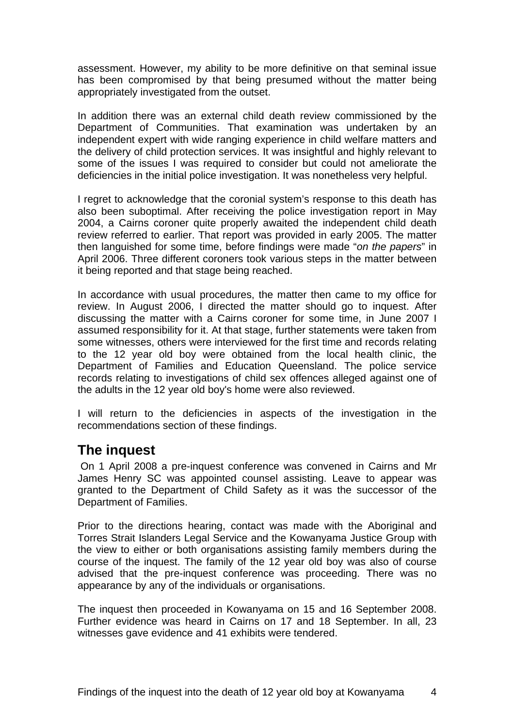assessment. However, my ability to be more definitive on that seminal issue has been compromised by that being presumed without the matter being appropriately investigated from the outset.

In addition there was an external child death review commissioned by the Department of Communities. That examination was undertaken by an independent expert with wide ranging experience in child welfare matters and the delivery of child protection services. It was insightful and highly relevant to some of the issues I was required to consider but could not ameliorate the deficiencies in the initial police investigation. It was nonetheless very helpful.

I regret to acknowledge that the coronial system's response to this death has also been suboptimal. After receiving the police investigation report in May 2004, a Cairns coroner quite properly awaited the independent child death review referred to earlier. That report was provided in early 2005. The matter then languished for some time, before findings were made "*on the papers*" in April 2006. Three different coroners took various steps in the matter between it being reported and that stage being reached.

In accordance with usual procedures, the matter then came to my office for review. In August 2006, I directed the matter should go to inquest. After discussing the matter with a Cairns coroner for some time, in June 2007 I assumed responsibility for it. At that stage, further statements were taken from some witnesses, others were interviewed for the first time and records relating to the 12 year old boy were obtained from the local health clinic, the Department of Families and Education Queensland. The police service records relating to investigations of child sex offences alleged against one of the adults in the 12 year old boy's home were also reviewed.

I will return to the deficiencies in aspects of the investigation in the recommendations section of these findings.

## The inquest

On 1 April 2008 a pre-inquest conference was convened in Cairns and Mr James Henry SC was appointed counsel assisting. Leave to appear was granted to the Department of Child Safety as it was the successor of the Department of Families.

Prior to the directions hearing, contact was made with the Aboriginal and Torres Strait Islanders Legal Service and the Kowanyama Justice Group with the view to either or both organisations assisting family members during the course of the inquest. The family of the 12 year old boy was also of course advised that the pre-inquest conference was proceeding. There was no appearance by any of the individuals or organisations.

The inquest then proceeded in Kowanyama on 15 and 16 September 2008. Further evidence was heard in Cairns on 17 and 18 September. In all, 23 witnesses gave evidence and 41 exhibits were tendered.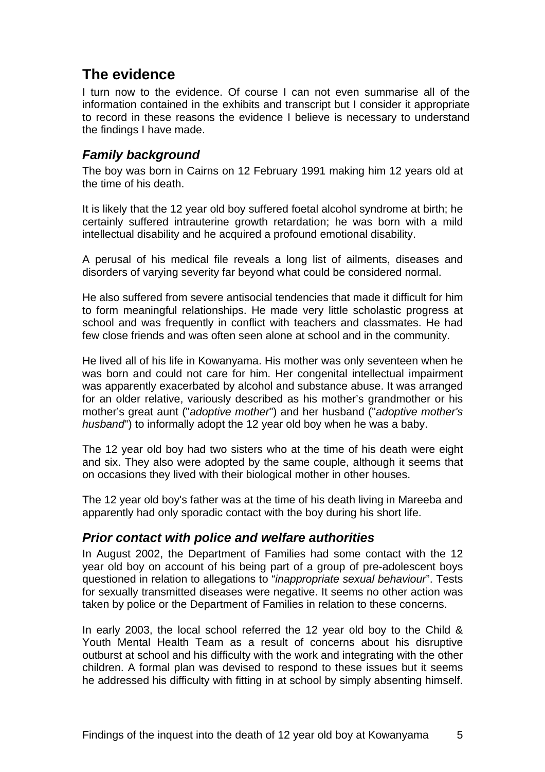## The evidence

I turn now to the evidence. Of course I can not even summarise all of the information contained in the exhibits and transcript but I consider it appropriate to record in these reasons the evidence I believe is necessary to understand the findings I have made.

### *Family background*

The boy was born in Cairns on 12 February 1991 making him 12 years old at the time of his death.

It is likely that the 12 year old boy suffered foetal alcohol syndrome at birth; he certainly suffered intrauterine growth retardation; he was born with a mild intellectual disability and he acquired a profound emotional disability.

A perusal of his medical file reveals a long list of ailments, diseases and disorders of varying severity far beyond what could be considered normal.

He also suffered from severe antisocial tendencies that made it difficult for him to form meaningful relationships. He made very little scholastic progress at school and was frequently in conflict with teachers and classmates. He had few close friends and was often seen alone at school and in the community.

He lived all of his life in Kowanyama. His mother was only seventeen when he was born and could not care for him. Her congenital intellectual impairment was apparently exacerbated by alcohol and substance abuse. It was arranged for an older relative, variously described as his mother's grandmother or his mother's great aunt ("*adoptive mother*") and her husband ("*adoptive mother's husband*") to informally adopt the 12 year old boy when he was a baby.

The 12 year old boy had two sisters who at the time of his death were eight and six. They also were adopted by the same couple, although it seems that on occasions they lived with their biological mother in other houses.

The 12 year old boy's father was at the time of his death living in Mareeba and apparently had only sporadic contact with the boy during his short life.

### *Prior contact with police and welfare authorities*

In August 2002, the Department of Families had some contact with the 12 year old boy on account of his being part of a group of pre-adolescent boys questioned in relation to allegations to "*inappropriate sexual behaviour*". Tests for sexually transmitted diseases were negative. It seems no other action was taken by police or the Department of Families in relation to these concerns.

In early 2003, the local school referred the 12 year old boy to the Child & Youth Mental Health Team as a result of concerns about his disruptive outburst at school and his difficulty with the work and integrating with the other children. A formal plan was devised to respond to these issues but it seems he addressed his difficulty with fitting in at school by simply absenting himself.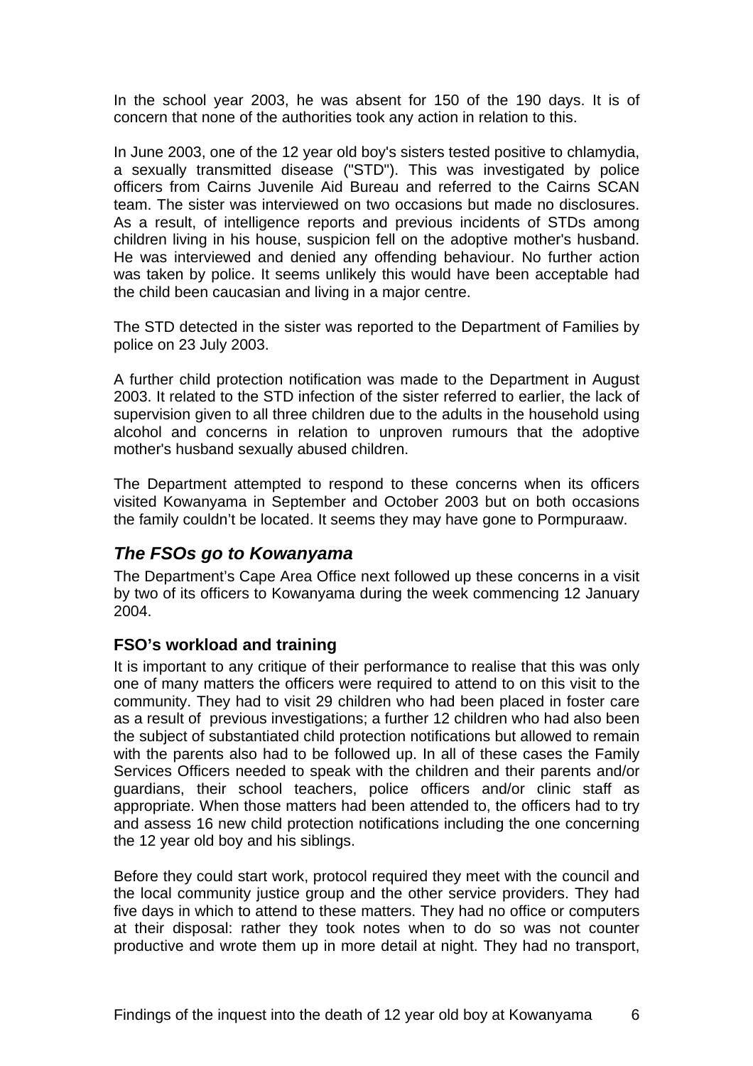In the school year 2003, he was absent for 150 of the 190 days. It is of concern that none of the authorities took any action in relation to this.

In June 2003, one of the 12 year old boy's sisters tested positive to chlamydia, a sexually transmitted disease ("STD"). This was investigated by police officers from Cairns Juvenile Aid Bureau and referred to the Cairns SCAN team. The sister was interviewed on two occasions but made no disclosures. As a result, of intelligence reports and previous incidents of STDs among children living in his house, suspicion fell on the adoptive mother's husband. He was interviewed and denied any offending behaviour. No further action was taken by police. It seems unlikely this would have been acceptable had the child been caucasian and living in a major centre.

The STD detected in the sister was reported to the Department of Families by police on 23 July 2003.

A further child protection notification was made to the Department in August 2003. It related to the STD infection of the sister referred to earlier, the lack of supervision given to all three children due to the adults in the household using alcohol and concerns in relation to unproven rumours that the adoptive mother's husband sexually abused children.

The Department attempted to respond to these concerns when its officers visited Kowanyama in September and October 2003 but on both occasions the family couldn't be located. It seems they may have gone to Pormpuraaw.

## *The FSOs go to Kowanyama*

The Department's Cape Area Office next followed up these concerns in a visit by two of its officers to Kowanyama during the week commencing 12 January 2004.

### FSO's workload and training

It is important to any critique of their performance to realise that this was only one of many matters the officers were required to attend to on this visit to the community. They had to visit 29 children who had been placed in foster care as a result of previous investigations; a further 12 children who had also been the subject of substantiated child protection notifications but allowed to remain with the parents also had to be followed up. In all of these cases the Family Services Officers needed to speak with the children and their parents and/or guardians, their school teachers, police officers and/or clinic staff as appropriate. When those matters had been attended to, the officers had to try and assess 16 new child protection notifications including the one concerning the 12 year old boy and his siblings.

Before they could start work, protocol required they meet with the council and the local community justice group and the other service providers. They had five days in which to attend to these matters. They had no office or computers at their disposal: rather they took notes when to do so was not counter productive and wrote them up in more detail at night. They had no transport,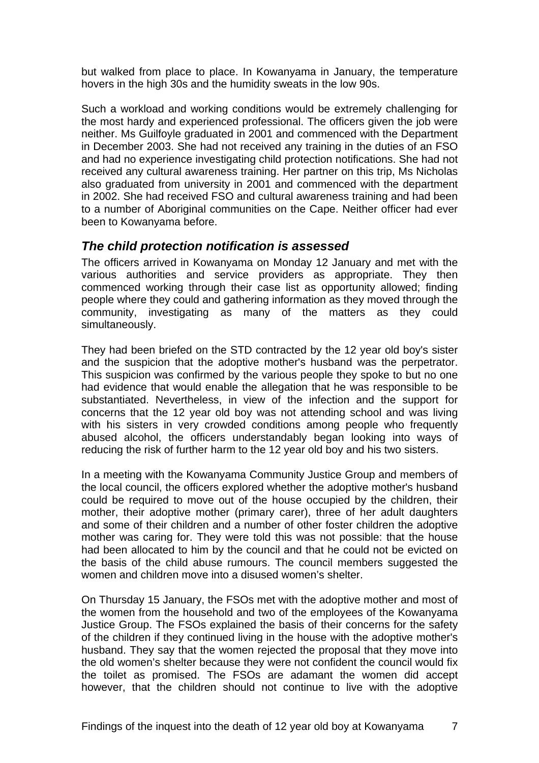but walked from place to place. In Kowanyama in January, the temperature hovers in the high 30s and the humidity sweats in the low 90s.

Such a workload and working conditions would be extremely challenging for the most hardy and experienced professional. The officers given the job were neither. Ms Guilfoyle graduated in 2001 and commenced with the Department in December 2003. She had not received any training in the duties of an FSO and had no experience investigating child protection notifications. She had not received any cultural awareness training. Her partner on this trip, Ms Nicholas also graduated from university in 2001 and commenced with the department in 2002. She had received FSO and cultural awareness training and had been to a number of Aboriginal communities on the Cape. Neither officer had ever been to Kowanyama before.

## *The child protection notification is assessed*

The officers arrived in Kowanyama on Monday 12 January and met with the various authorities and service providers as appropriate. They then commenced working through their case list as opportunity allowed; finding people where they could and gathering information as they moved through the community, investigating as many of the matters as they could simultaneously.

They had been briefed on the STD contracted by the 12 year old boy's sister and the suspicion that the adoptive mother's husband was the perpetrator. This suspicion was confirmed by the various people they spoke to but no one had evidence that would enable the allegation that he was responsible to be substantiated. Nevertheless, in view of the infection and the support for concerns that the 12 year old boy was not attending school and was living with his sisters in very crowded conditions among people who frequently abused alcohol, the officers understandably began looking into ways of reducing the risk of further harm to the 12 year old boy and his two sisters.

In a meeting with the Kowanyama Community Justice Group and members of the local council, the officers explored whether the adoptive mother's husband could be required to move out of the house occupied by the children, their mother, their adoptive mother (primary carer), three of her adult daughters and some of their children and a number of other foster children the adoptive mother was caring for. They were told this was not possible: that the house had been allocated to him by the council and that he could not be evicted on the basis of the child abuse rumours. The council members suggested the women and children move into a disused women's shelter.

On Thursday 15 January, the FSOs met with the adoptive mother and most of the women from the household and two of the employees of the Kowanyama Justice Group. The FSOs explained the basis of their concerns for the safety of the children if they continued living in the house with the adoptive mother's husband. They say that the women rejected the proposal that they move into the old women's shelter because they were not confident the council would fix the toilet as promised. The FSOs are adamant the women did accept however, that the children should not continue to live with the adoptive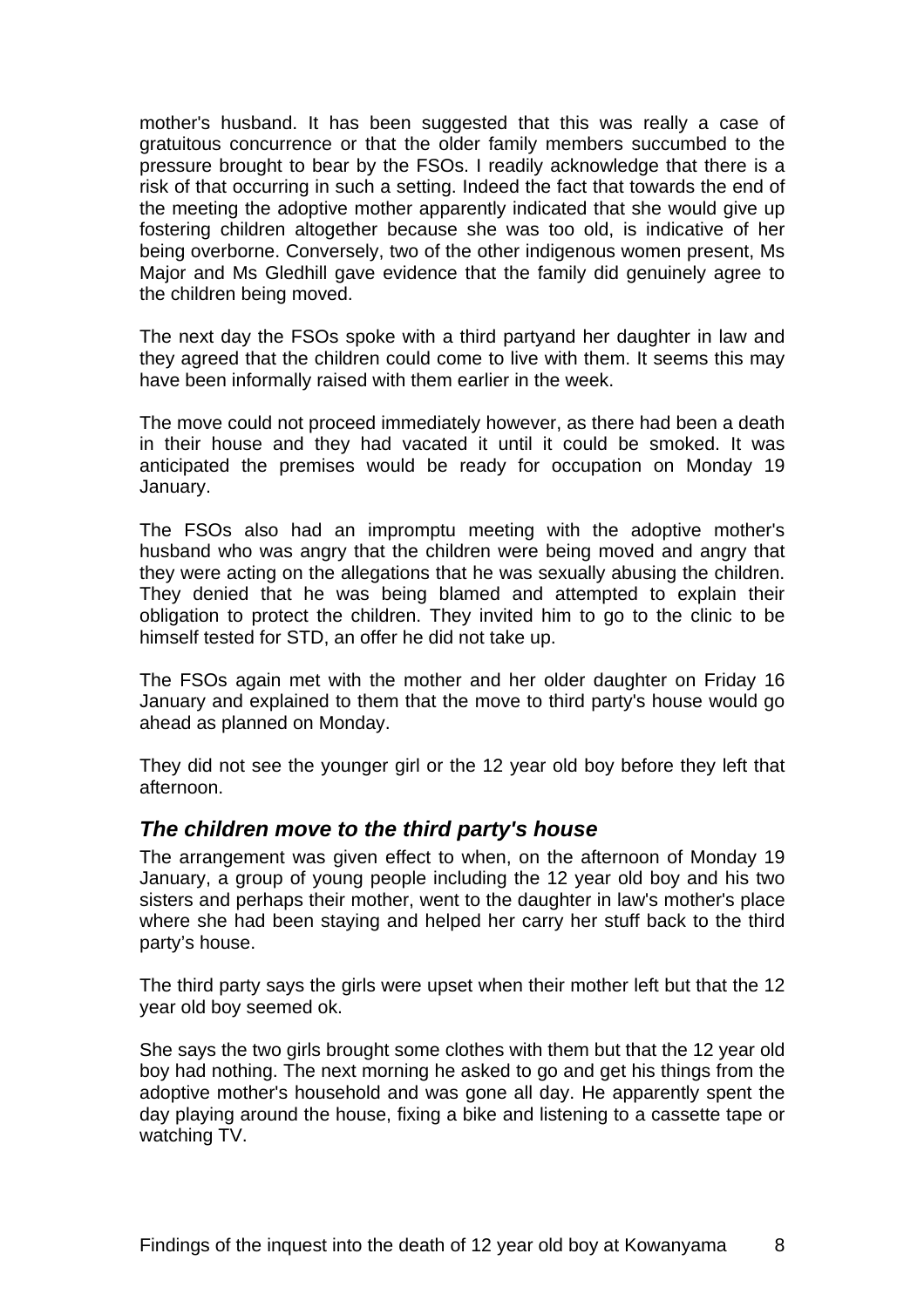mother's husband. It has been suggested that this was really a case of gratuitous concurrence or that the older family members succumbed to the pressure brought to bear by the FSOs. I readily acknowledge that there is a risk of that occurring in such a setting. Indeed the fact that towards the end of the meeting the adoptive mother apparently indicated that she would give up fostering children altogether because she was too old, is indicative of her being overborne. Conversely, two of the other indigenous women present, Ms Major and Ms Gledhill gave evidence that the family did genuinely agree to the children being moved.

The next day the FSOs spoke with a third partyand her daughter in law and they agreed that the children could come to live with them. It seems this may have been informally raised with them earlier in the week.

The move could not proceed immediately however, as there had been a death in their house and they had vacated it until it could be smoked. It was anticipated the premises would be ready for occupation on Monday 19 January.

The FSOs also had an impromptu meeting with the adoptive mother's husband who was angry that the children were being moved and angry that they were acting on the allegations that he was sexually abusing the children. They denied that he was being blamed and attempted to explain their obligation to protect the children. They invited him to go to the clinic to be himself tested for STD, an offer he did not take up.

The FSOs again met with the mother and her older daughter on Friday 16 January and explained to them that the move to third party's house would go ahead as planned on Monday.

They did not see the younger girl or the 12 year old boy before they left that afternoon.

## *The children move to the third party's house*

The arrangement was given effect to when, on the afternoon of Monday 19 January, a group of young people including the 12 year old boy and his two sisters and perhaps their mother, went to the daughter in law's mother's place where she had been staying and helped her carry her stuff back to the third party's house.

The third party says the girls were upset when their mother left but that the 12 year old boy seemed ok.

She says the two girls brought some clothes with them but that the 12 year old boy had nothing. The next morning he asked to go and get his things from the adoptive mother's household and was gone all day. He apparently spent the day playing around the house, fixing a bike and listening to a cassette tape or watching TV.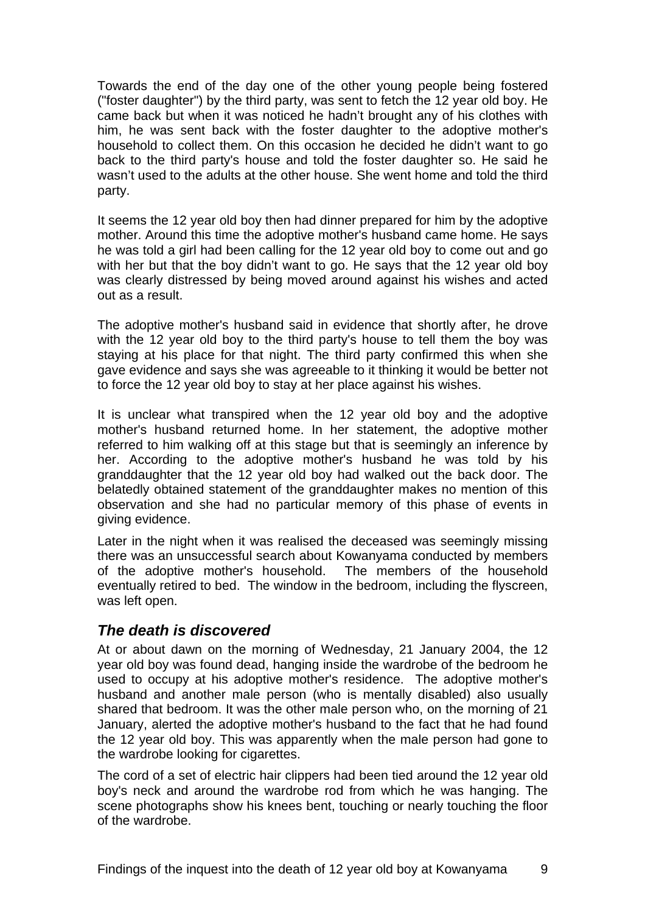Towards the end of the day one of the other young people being fostered ("foster daughter") by the third party, was sent to fetch the 12 year old boy. He came back but when it was noticed he hadn't brought any of his clothes with him, he was sent back with the foster daughter to the adoptive mother's household to collect them. On this occasion he decided he didn't want to go back to the third party's house and told the foster daughter so. He said he wasn't used to the adults at the other house. She went home and told the third party.

It seems the 12 year old boy then had dinner prepared for him by the adoptive mother. Around this time the adoptive mother's husband came home. He says he was told a girl had been calling for the 12 year old boy to come out and go with her but that the boy didn't want to go. He says that the 12 year old boy was clearly distressed by being moved around against his wishes and acted out as a result.

The adoptive mother's husband said in evidence that shortly after, he drove with the 12 year old boy to the third party's house to tell them the boy was staying at his place for that night. The third party confirmed this when she gave evidence and says she was agreeable to it thinking it would be better not to force the 12 year old boy to stay at her place against his wishes.

It is unclear what transpired when the 12 year old boy and the adoptive mother's husband returned home. In her statement, the adoptive mother referred to him walking off at this stage but that is seemingly an inference by her. According to the adoptive mother's husband he was told by his granddaughter that the 12 year old boy had walked out the back door. The belatedly obtained statement of the granddaughter makes no mention of this observation and she had no particular memory of this phase of events in giving evidence.

Later in the night when it was realised the deceased was seemingly missing there was an unsuccessful search about Kowanyama conducted by members of the adoptive mother's household. The members of the household eventually retired to bed. The window in the bedroom, including the flyscreen, was left open.

### *The death is discovered*

At or about dawn on the morning of Wednesday, 21 January 2004, the 12 year old boy was found dead, hanging inside the wardrobe of the bedroom he used to occupy at his adoptive mother's residence. The adoptive mother's husband and another male person (who is mentally disabled) also usually shared that bedroom. It was the other male person who, on the morning of 21 January, alerted the adoptive mother's husband to the fact that he had found the 12 year old boy. This was apparently when the male person had gone to the wardrobe looking for cigarettes.

The cord of a set of electric hair clippers had been tied around the 12 year old boy's neck and around the wardrobe rod from which he was hanging. The scene photographs show his knees bent, touching or nearly touching the floor of the wardrobe.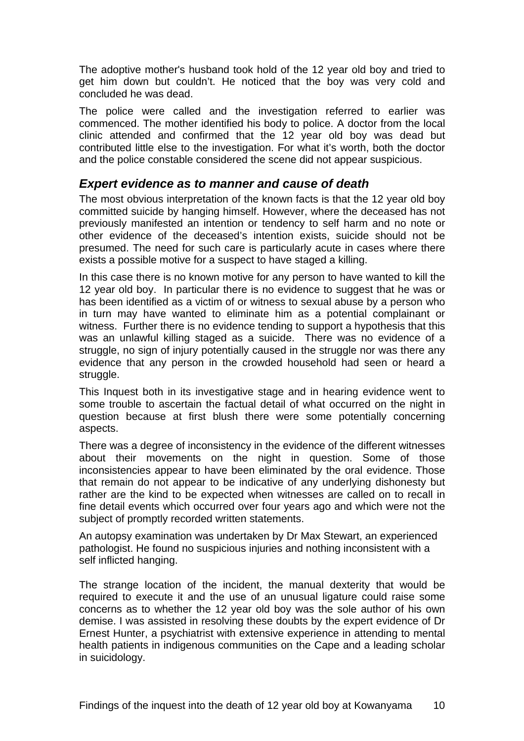The adoptive mother's husband took hold of the 12 year old boy and tried to get him down but couldn't. He noticed that the boy was very cold and concluded he was dead.

The police were called and the investigation referred to earlier was commenced. The mother identified his body to police. A doctor from the local clinic attended and confirmed that the 12 year old boy was dead but contributed little else to the investigation. For what it's worth, both the doctor and the police constable considered the scene did not appear suspicious.

### *Expert evidence as to manner and cause of death*

The most obvious interpretation of the known facts is that the 12 year old boy committed suicide by hanging himself. However, where the deceased has not previously manifested an intention or tendency to self harm and no note or other evidence of the deceased's intention exists, suicide should not be presumed. The need for such care is particularly acute in cases where there exists a possible motive for a suspect to have staged a killing.

In this case there is no known motive for any person to have wanted to kill the 12 year old boy. In particular there is no evidence to suggest that he was or has been identified as a victim of or witness to sexual abuse by a person who in turn may have wanted to eliminate him as a potential complainant or witness. Further there is no evidence tending to support a hypothesis that this was an unlawful killing staged as a suicide. There was no evidence of a struggle, no sign of injury potentially caused in the struggle nor was there any evidence that any person in the crowded household had seen or heard a struggle.

This Inquest both in its investigative stage and in hearing evidence went to some trouble to ascertain the factual detail of what occurred on the night in question because at first blush there were some potentially concerning aspects.

There was a degree of inconsistency in the evidence of the different witnesses about their movements on the night in question. Some of those inconsistencies appear to have been eliminated by the oral evidence. Those that remain do not appear to be indicative of any underlying dishonesty but rather are the kind to be expected when witnesses are called on to recall in fine detail events which occurred over four years ago and which were not the subject of promptly recorded written statements.

An autopsy examination was undertaken by Dr Max Stewart, an experienced pathologist. He found no suspicious injuries and nothing inconsistent with a self inflicted hanging.

The strange location of the incident, the manual dexterity that would be required to execute it and the use of an unusual ligature could raise some concerns as to whether the 12 year old boy was the sole author of his own demise. I was assisted in resolving these doubts by the expert evidence of Dr Ernest Hunter, a psychiatrist with extensive experience in attending to mental health patients in indigenous communities on the Cape and a leading scholar in suicidology.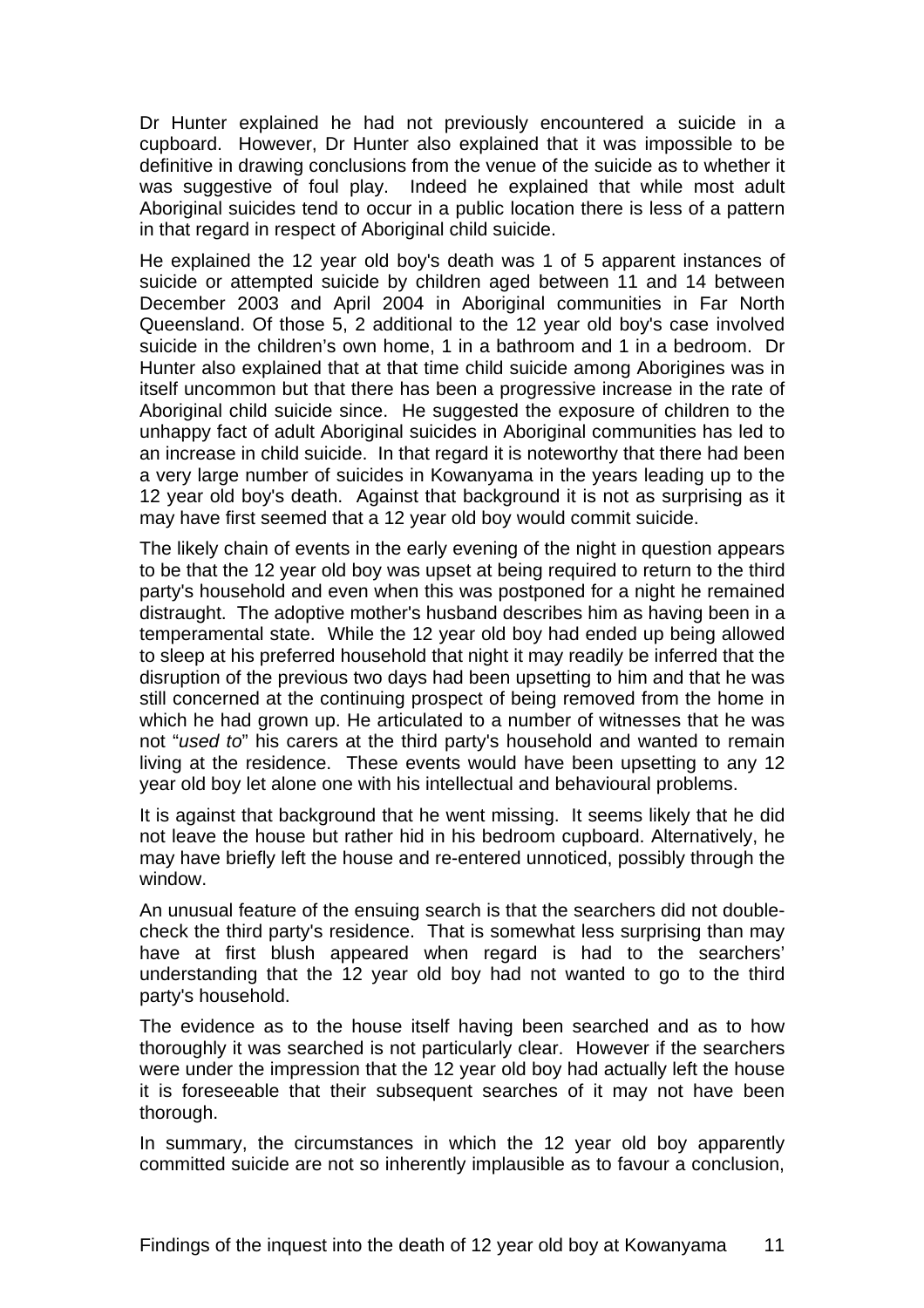Dr Hunter explained he had not previously encountered a suicide in a cupboard. However, Dr Hunter also explained that it was impossible to be definitive in drawing conclusions from the venue of the suicide as to whether it was suggestive of foul play. Indeed he explained that while most adult Aboriginal suicides tend to occur in a public location there is less of a pattern in that regard in respect of Aboriginal child suicide.

He explained the 12 year old boy's death was 1 of 5 apparent instances of suicide or attempted suicide by children aged between 11 and 14 between December 2003 and April 2004 in Aboriginal communities in Far North Queensland. Of those 5, 2 additional to the 12 year old boy's case involved suicide in the children's own home, 1 in a bathroom and 1 in a bedroom. Dr Hunter also explained that at that time child suicide among Aborigines was in itself uncommon but that there has been a progressive increase in the rate of Aboriginal child suicide since. He suggested the exposure of children to the unhappy fact of adult Aboriginal suicides in Aboriginal communities has led to an increase in child suicide. In that regard it is noteworthy that there had been a very large number of suicides in Kowanyama in the years leading up to the 12 year old boy's death. Against that background it is not as surprising as it may have first seemed that a 12 year old boy would commit suicide.

The likely chain of events in the early evening of the night in question appears to be that the 12 year old boy was upset at being required to return to the third party's household and even when this was postponed for a night he remained distraught. The adoptive mother's husband describes him as having been in a temperamental state. While the 12 year old boy had ended up being allowed to sleep at his preferred household that night it may readily be inferred that the disruption of the previous two days had been upsetting to him and that he was still concerned at the continuing prospect of being removed from the home in which he had grown up. He articulated to a number of witnesses that he was not "*used to*" his carers at the third party's household and wanted to remain living at the residence. These events would have been upsetting to any 12 year old boy let alone one with his intellectual and behavioural problems.

It is against that background that he went missing. It seems likely that he did not leave the house but rather hid in his bedroom cupboard. Alternatively, he may have briefly left the house and re-entered unnoticed, possibly through the window.

An unusual feature of the ensuing search is that the searchers did not double-check the third party's residence. That is somewhat less surprising than may have at first blush appeared when regard is had to the searchers' understanding that the 12 year old boy had not wanted to go to the third party's household.

The evidence as to the house itself having been searched and as to how thoroughly it was searched is not particularly clear. However if the searchers were under the impression that the 12 year old boy had actually left the house it is foreseeable that their subsequent searches of it may not have been thorough.

In summary, the circumstances in which the 12 year old boy apparently committed suicide are not so inherently implausible as to favour a conclusion,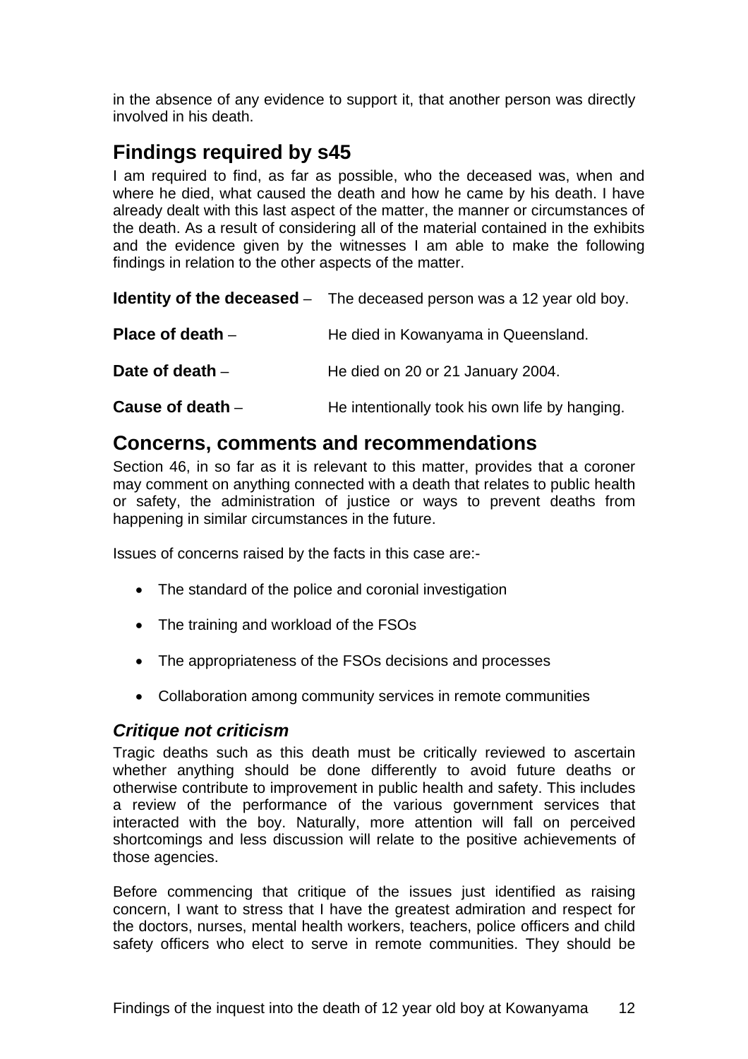in the absence of any evidence to support it, that another person was directly involved in his death.

## Findings required by s45

I am required to find, as far as possible, who the deceased was, when and where he died, what caused the death and how he came by his death. I have already dealt with this last aspect of the matter, the manner or circumstances of the death. As a result of considering all of the material contained in the exhibits and the evidence given by the witnesses I am able to make the following findings in relation to the other aspects of the matter.

**Identity of the deceased** – The deceased person was a 12 year old boy.

**Place of death** – He died in Kowanyama in Queensland.

**Date of death** – He died on 20 or 21 January 2004.

**Cause of death** – He intentionally took his own life by hanging.

## Concerns, comments and recommendations

Section 46, in so far as it is relevant to this matter, provides that a coroner may comment on anything connected with a death that relates to public health or safety, the administration of justice or ways to prevent deaths from happening in similar circumstances in the future.

Issues of concerns raised by the facts in this case are:-

- The standard of the police and coronial investigation
- The training and workload of the FSOs
- The appropriateness of the FSOs decisions and processes
- Collaboration among community services in remote communities

### *Critique not criticism*

Tragic deaths such as this death must be critically reviewed to ascertain whether anything should be done differently to avoid future deaths or otherwise contribute to improvement in public health and safety. This includes a review of the performance of the various government services that interacted with the boy. Naturally, more attention will fall on perceived shortcomings and less discussion will relate to the positive achievements of those agencies.

Before commencing that critique of the issues just identified as raising concern, I want to stress that I have the greatest admiration and respect for the doctors, nurses, mental health workers, teachers, police officers and child safety officers who elect to serve in remote communities. They should be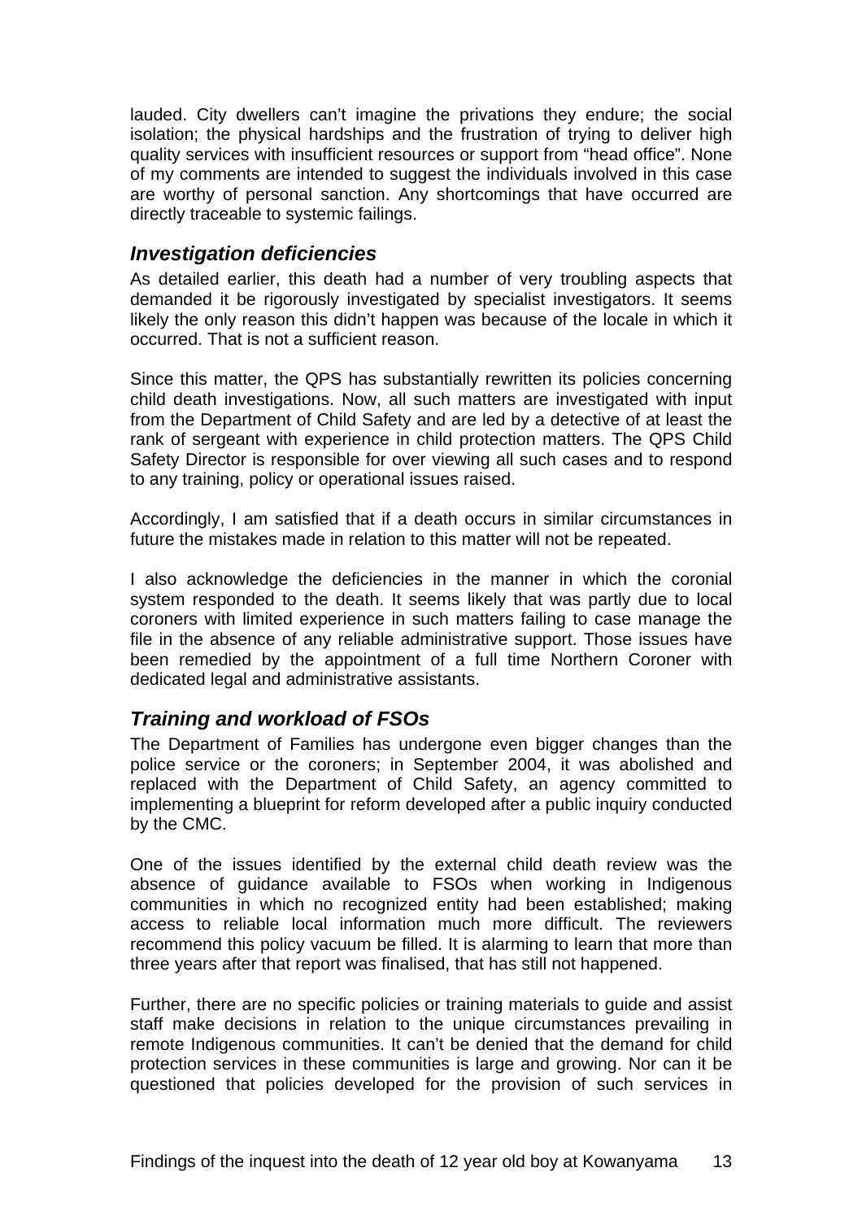lauded. City dwellers can't imagine the privations they endure; the social isolation; the physical hardships and the frustration of trying to deliver high quality services with insufficient resources or support from "head office". None of my comments are intended to suggest the individuals involved in this case are worthy of personal sanction. Any shortcomings that have occurred are directly traceable to systemic failings.

### *Investigation deficiencies*

As detailed earlier, this death had a number of very troubling aspects that demanded it be rigorously investigated by specialist investigators. It seems likely the only reason this didn't happen was because of the locale in which it occurred. That is not a sufficient reason.

Since this matter, the QPS has substantially rewritten its policies concerning child death investigations. Now, all such matters are investigated with input from the Department of Child Safety and are led by a detective of at least the rank of sergeant with experience in child protection matters. The QPS Child Safety Director is responsible for over viewing all such cases and to respond to any training, policy or operational issues raised.

Accordingly, I am satisfied that if a death occurs in similar circumstances in future the mistakes made in relation to this matter will not be repeated.

I also acknowledge the deficiencies in the manner in which the coronial system responded to the death. It seems likely that was partly due to local coroners with limited experience in such matters failing to case manage the file in the absence of any reliable administrative support. Those issues have been remedied by the appointment of a full time Northern Coroner with dedicated legal and administrative assistants.

### *Training and workload of FSOs*

The Department of Families has undergone even bigger changes than the police service or the coroners; in September 2004, it was abolished and replaced with the Department of Child Safety, an agency committed to implementing a blueprint for reform developed after a public inquiry conducted by the CMC.

One of the issues identified by the external child death review was the absence of guidance available to FSOs when working in Indigenous communities in which no recognized entity had been established; making access to reliable local information much more difficult. The reviewers recommend this policy vacuum be filled. It is alarming to learn that more than three years after that report was finalised, that has still not happened.

Further, there are no specific policies or training materials to guide and assist staff make decisions in relation to the unique circumstances prevailing in remote Indigenous communities. It can't be denied that the demand for child protection services in these communities is large and growing. Nor can it be questioned that policies developed for the provision of such services in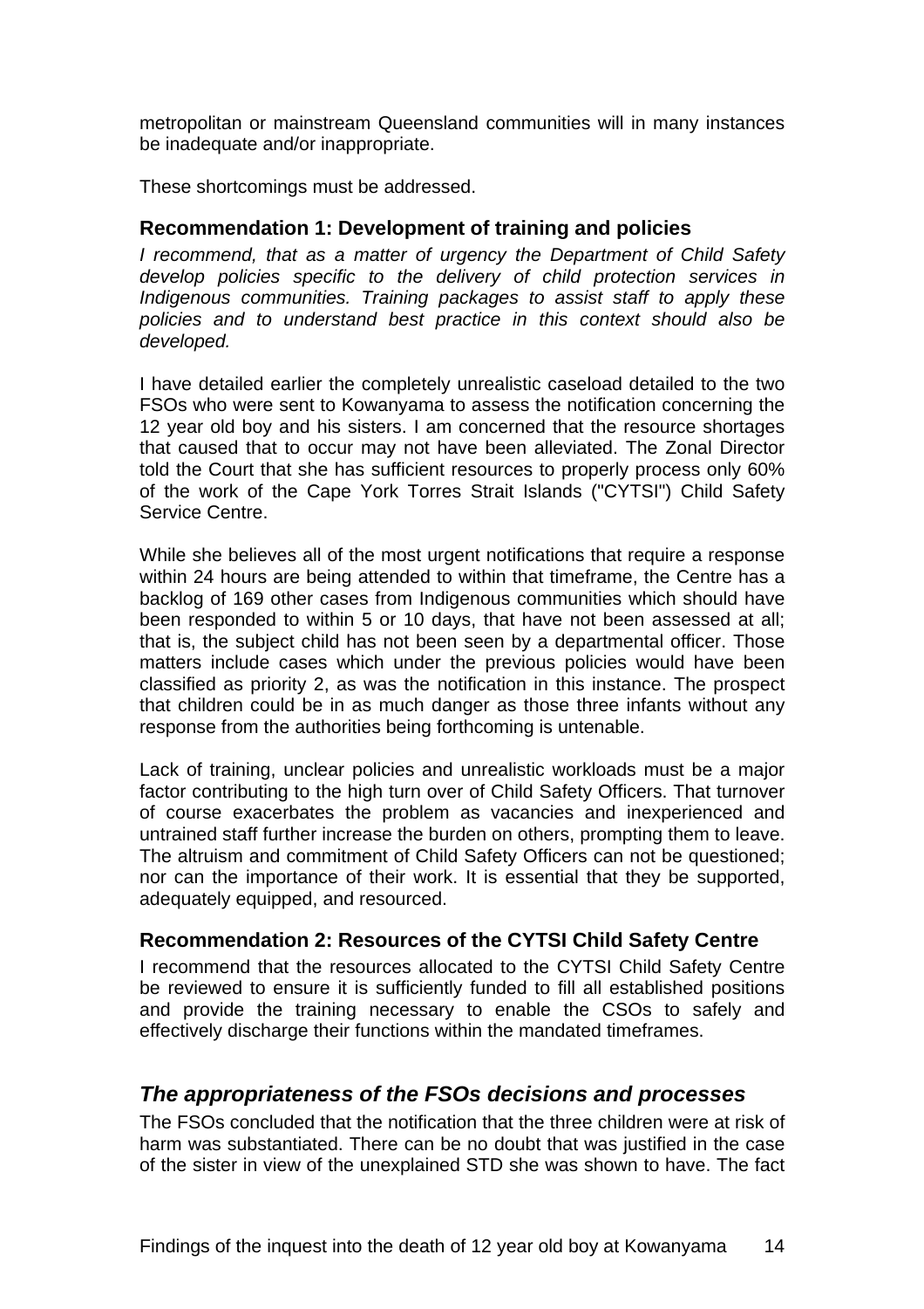metropolitan or mainstream Queensland communities will in many instances be inadequate and/or inappropriate.

These shortcomings must be addressed.

### Recommendation 1: Development of training and policies

*I recommend, that as a matter of urgency the Department of Child Safety develop policies specific to the delivery of child protection services in Indigenous communities. Training packages to assist staff to apply these policies and to understand best practice in this context should also be developed.*

I have detailed earlier the completely unrealistic caseload detailed to the two FSOs who were sent to Kowanyama to assess the notification concerning the 12 year old boy and his sisters. I am concerned that the resource shortages that caused that to occur may not have been alleviated. The Zonal Director told the Court that she has sufficient resources to properly process only 60% of the work of the Cape York Torres Strait Islands ("CYTSI") Child Safety Service Centre.

While she believes all of the most urgent notifications that require a response within 24 hours are being attended to within that timeframe, the Centre has a backlog of 169 other cases from Indigenous communities which should have been responded to within 5 or 10 days, that have not been assessed at all; that is, the subject child has not been seen by a departmental officer. Those matters include cases which under the previous policies would have been classified as priority 2, as was the notification in this instance. The prospect that children could be in as much danger as those three infants without any response from the authorities being forthcoming is untenable.

Lack of training, unclear policies and unrealistic workloads must be a major factor contributing to the high turn over of Child Safety Officers. That turnover of course exacerbates the problem as vacancies and inexperienced and untrained staff further increase the burden on others, prompting them to leave. The altruism and commitment of Child Safety Officers can not be questioned; nor can the importance of their work. It is essential that they be supported, adequately equipped, and resourced.

### Recommendation 2: Resources of the CYTSI Child Safety Centre

I recommend that the resources allocated to the CYTSI Child Safety Centre be reviewed to ensure it is sufficiently funded to fill all established positions and provide the training necessary to enable the CSOs to safely and effectively discharge their functions within the mandated timeframes.

## *The appropriateness of the FSOs decisions and processes*

The FSOs concluded that the notification that the three children were at risk of harm was substantiated. There can be no doubt that was justified in the case of the sister in view of the unexplained STD she was shown to have. The fact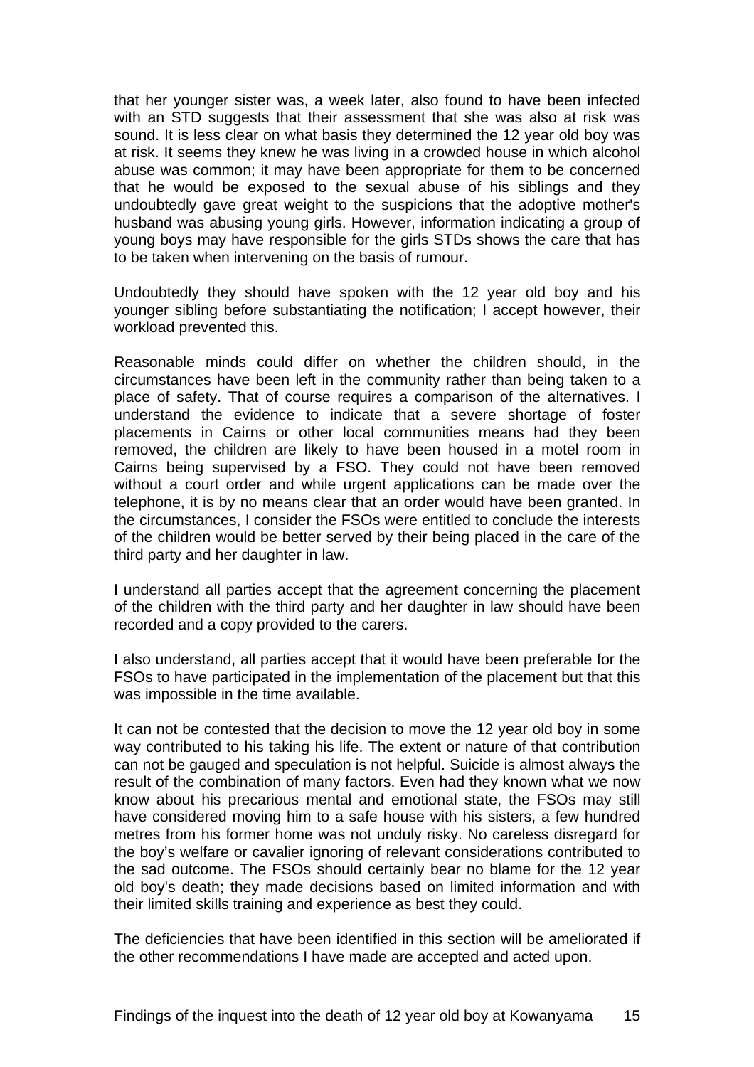that her younger sister was, a week later, also found to have been infected with an STD suggests that their assessment that she was also at risk was sound. It is less clear on what basis they determined the 12 year old boy was at risk. It seems they knew he was living in a crowded house in which alcohol abuse was common; it may have been appropriate for them to be concerned that he would be exposed to the sexual abuse of his siblings and they undoubtedly gave great weight to the suspicions that the adoptive mother's husband was abusing young girls. However, information indicating a group of young boys may have responsible for the girls STDs shows the care that has to be taken when intervening on the basis of rumour.

Undoubtedly they should have spoken with the 12 year old boy and his younger sibling before substantiating the notification; I accept however, their workload prevented this.

Reasonable minds could differ on whether the children should, in the circumstances have been left in the community rather than being taken to a place of safety. That of course requires a comparison of the alternatives. I understand the evidence to indicate that a severe shortage of foster placements in Cairns or other local communities means had they been removed, the children are likely to have been housed in a motel room in Cairns being supervised by a FSO. They could not have been removed without a court order and while urgent applications can be made over the telephone, it is by no means clear that an order would have been granted. In the circumstances, I consider the FSOs were entitled to conclude the interests of the children would be better served by their being placed in the care of the third party and her daughter in law.

I understand all parties accept that the agreement concerning the placement of the children with the third party and her daughter in law should have been recorded and a copy provided to the carers.

I also understand, all parties accept that it would have been preferable for the FSOs to have participated in the implementation of the placement but that this was impossible in the time available.

It can not be contested that the decision to move the 12 year old boy in some way contributed to his taking his life. The extent or nature of that contribution can not be gauged and speculation is not helpful. Suicide is almost always the result of the combination of many factors. Even had they known what we now know about his precarious mental and emotional state, the FSOs may still have considered moving him to a safe house with his sisters, a few hundred metres from his former home was not unduly risky. No careless disregard for the boy's welfare or cavalier ignoring of relevant considerations contributed to the sad outcome. The FSOs should certainly bear no blame for the 12 year old boy's death; they made decisions based on limited information and with their limited skills training and experience as best they could.

The deficiencies that have been identified in this section will be ameliorated if the other recommendations I have made are accepted and acted upon.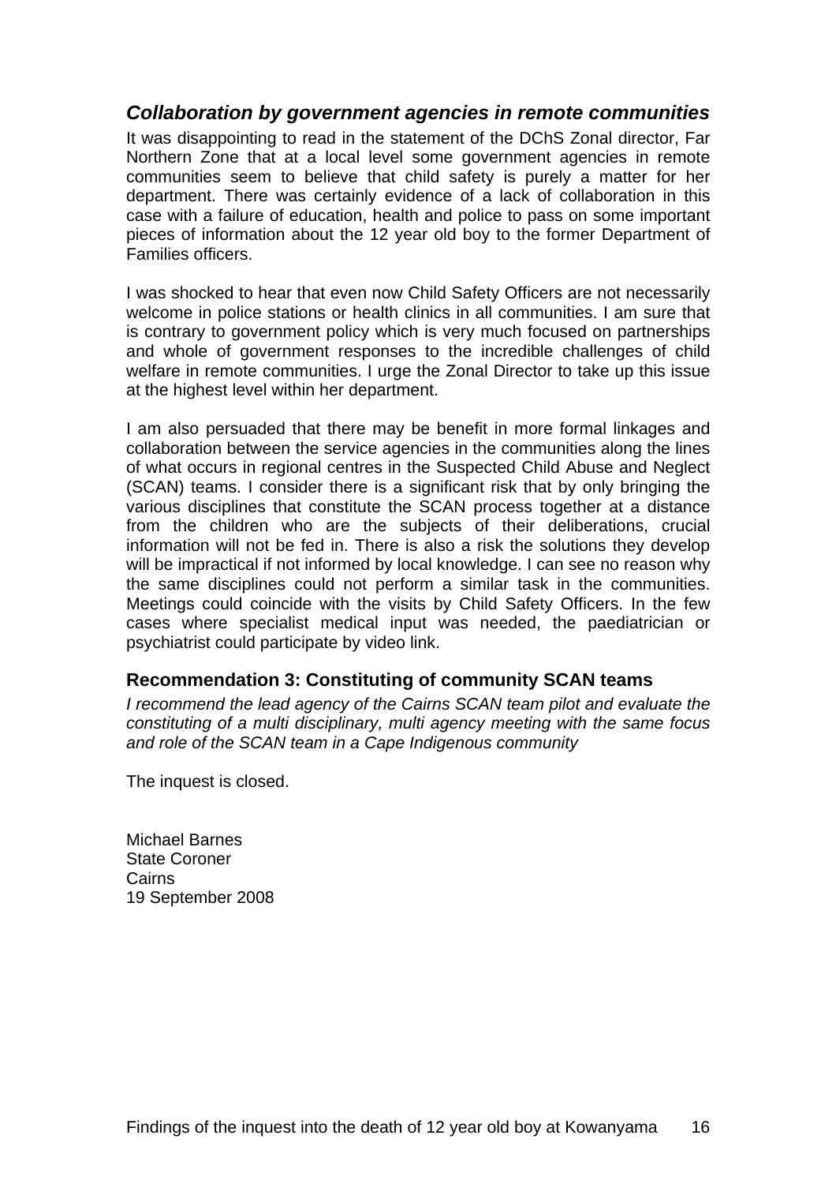### *Collaboration by government agencies in remote communities*

It was disappointing to read in the statement of the DChS Zonal director, Far Northern Zone that at a local level some government agencies in remote communities seem to believe that child safety is purely a matter for her department. There was certainly evidence of a lack of collaboration in this case with a failure of education, health and police to pass on some important pieces of information about the 12 year old boy to the former Department of Families officers.

I was shocked to hear that even now Child Safety Officers are not necessarily welcome in police stations or health clinics in all communities. I am sure that is contrary to government policy which is very much focused on partnerships and whole of government responses to the incredible challenges of child welfare in remote communities. I urge the Zonal Director to take up this issue at the highest level within her department.

I am also persuaded that there may be benefit in more formal linkages and collaboration between the service agencies in the communities along the lines of what occurs in regional centres in the Suspected Child Abuse and Neglect (SCAN) teams. I consider there is a significant risk that by only bringing the various disciplines that constitute the SCAN process together at a distance from the children who are the subjects of their deliberations, crucial information will not be fed in. There is also a risk the solutions they develop will be impractical if not informed by local knowledge. I can see no reason why the same disciplines could not perform a similar task in the communities. Meetings could coincide with the visits by Child Safety Officers. In the few cases where specialist medical input was needed, the paediatrician or psychiatrist could participate by video link.

### Recommendation 3: Constituting of community SCAN teams

*I recommend the lead agency of the Cairns SCAN team pilot and evaluate the constituting of a multi disciplinary, multi agency meeting with the same focus and role of the SCAN team in a Cape Indigenous community*

The inquest is closed.

Michael Barnes
State Coroner
Cairns
19 September 2008